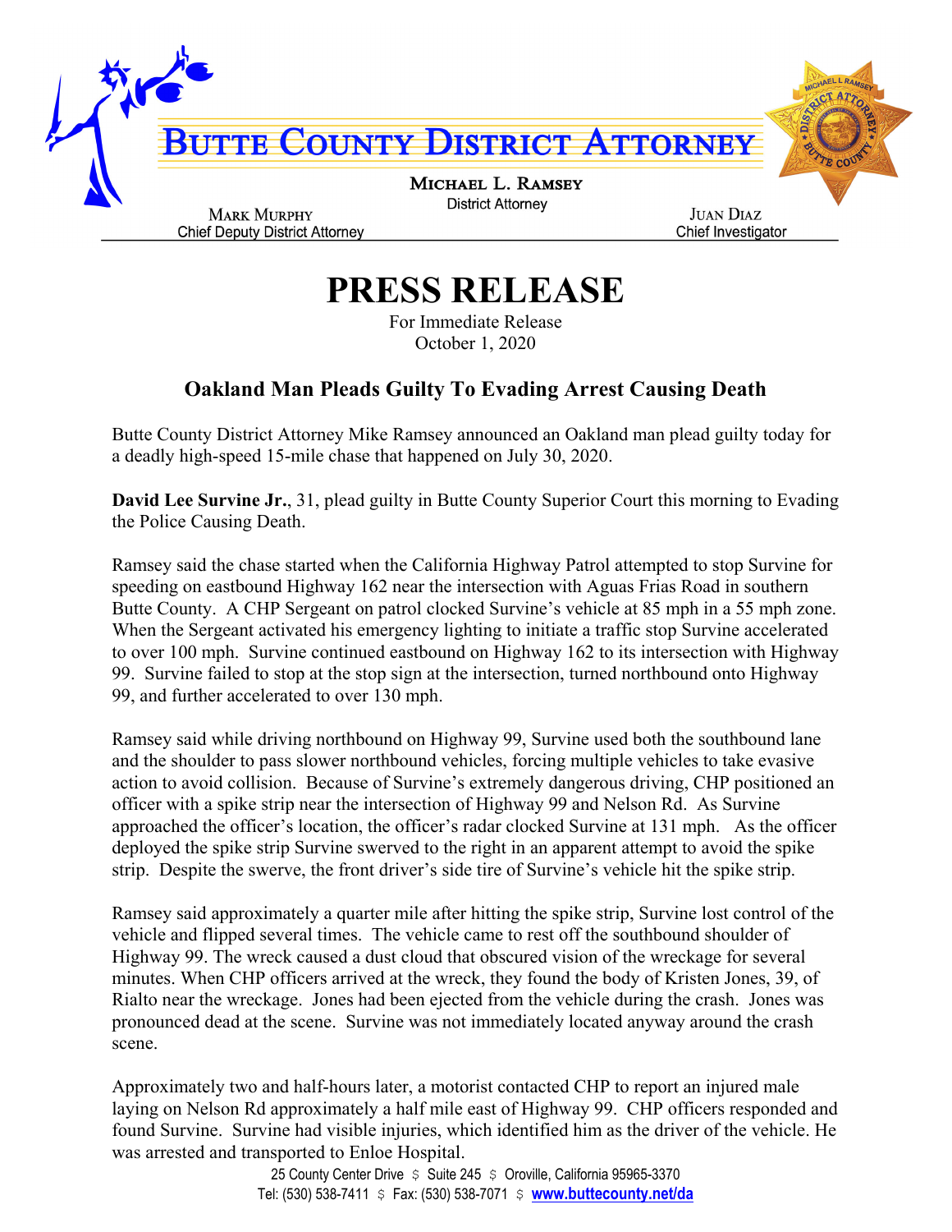# BUTTE COUNTY DISTRICT ATTORNEY

**MICHAEL L. RAMSEY**
District Attorney

MARK MURPHY
Chief Deputy District Attorney

JUAN DIAZ
Chief Investigator

# PRESS RELEASE

For Immediate Release
October 1, 2020

## Oakland Man Pleads Guilty To Evading Arrest Causing Death

Butte County District Attorney Mike Ramsey announced an Oakland man plead guilty today for a deadly high-speed 15-mile chase that happened on July 30, 2020.

**David Lee Survine Jr.**, 31, plead guilty in Butte County Superior Court this morning to Evading the Police Causing Death.

Ramsey said the chase started when the California Highway Patrol attempted to stop Survine for speeding on eastbound Highway 162 near the intersection with Aguas Frias Road in southern Butte County. A CHP Sergeant on patrol clocked Survine's vehicle at 85 mph in a 55 mph zone. When the Sergeant activated his emergency lighting to initiate a traffic stop Survine accelerated to over 100 mph. Survine continued eastbound on Highway 162 to its intersection with Highway 99. Survine failed to stop at the stop sign at the intersection, turned northbound onto Highway 99, and further accelerated to over 130 mph.

Ramsey said while driving northbound on Highway 99, Survine used both the southbound lane and the shoulder to pass slower northbound vehicles, forcing multiple vehicles to take evasive action to avoid collision. Because of Survine's extremely dangerous driving, CHP positioned an officer with a spike strip near the intersection of Highway 99 and Nelson Rd. As Survine approached the officer's location, the officer's radar clocked Survine at 131 mph. As the officer deployed the spike strip Survine swerved to the right in an apparent attempt to avoid the spike strip. Despite the swerve, the front driver's side tire of Survine's vehicle hit the spike strip.

Ramsey said approximately a quarter mile after hitting the spike strip, Survine lost control of the vehicle and flipped several times. The vehicle came to rest off the southbound shoulder of Highway 99. The wreck caused a dust cloud that obscured vision of the wreckage for several minutes. When CHP officers arrived at the wreck, they found the body of Kristen Jones, 39, of Rialto near the wreckage. Jones had been ejected from the vehicle during the crash. Jones was pronounced dead at the scene. Survine was not immediately located anyway around the crash scene.

Approximately two and half-hours later, a motorist contacted CHP to report an injured male laying on Nelson Rd approximately a half mile east of Highway 99. CHP officers responded and found Survine. Survine had visible injuries, which identified him as the driver of the vehicle. He was arrested and transported to Enloe Hospital.

25 County Center Drive $ Suite 245 $ Oroville, California 95965-3370
Tel: (530) 538-7411 $ Fax: (530) 538-7071 $ **www.buttecounty.net/da**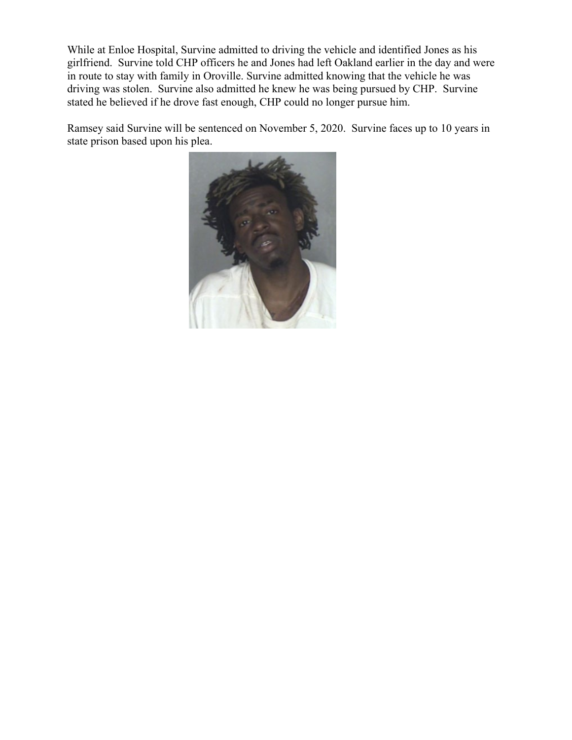While at Enloe Hospital, Survine admitted to driving the vehicle and identified Jones as his girlfriend. Survine told CHP officers he and Jones had left Oakland earlier in the day and were in route to stay with family in Oroville. Survine admitted knowing that the vehicle he was driving was stolen. Survine also admitted he knew he was being pursued by CHP. Survine stated he believed if he drove fast enough, CHP could no longer pursue him.

Ramsey said Survine will be sentenced on November 5, 2020. Survine faces up to 10 years in state prison based upon his plea.